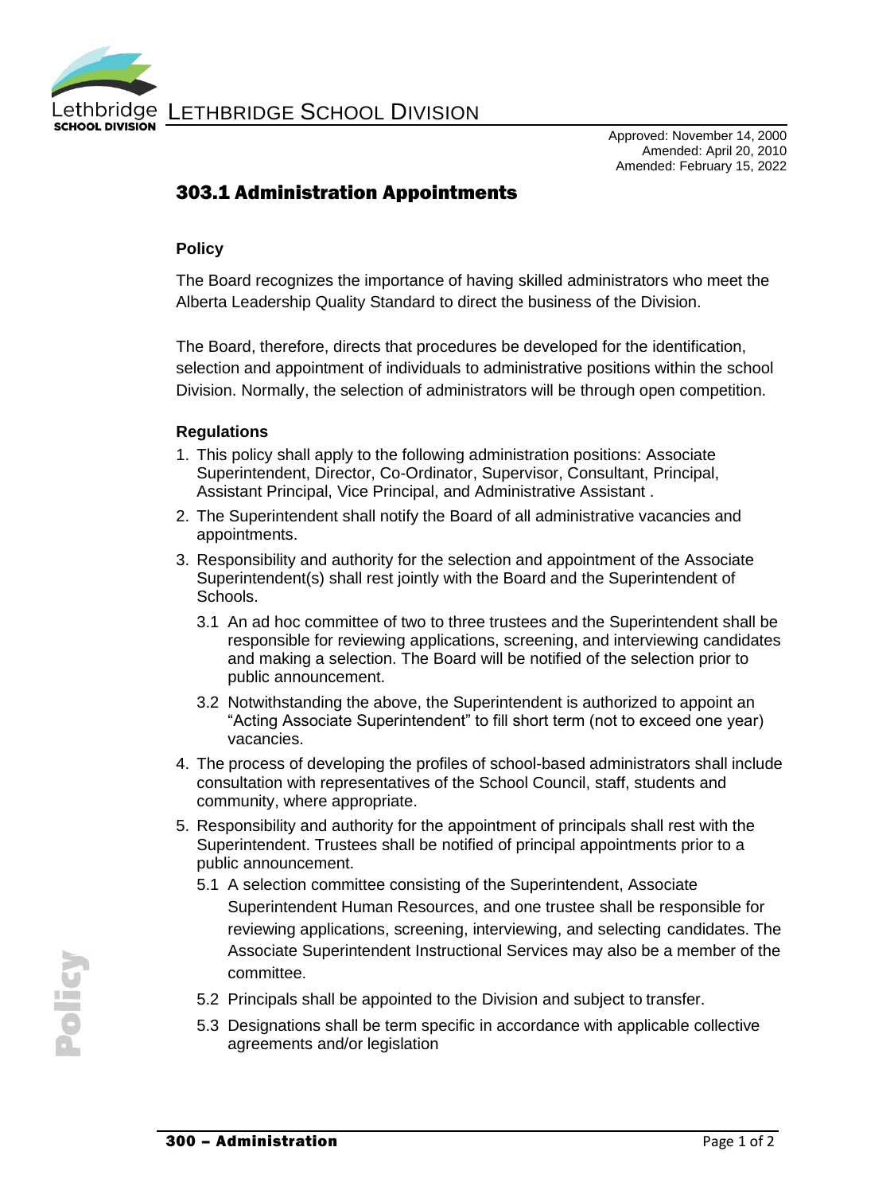Approved: November 14, 2000
Amended: April 20, 2010
Amended: February 15, 2022

# 303.1 Administration Appointments

### Policy

The Board recognizes the importance of having skilled administrators who meet the Alberta Leadership Quality Standard to direct the business of the Division.

The Board, therefore, directs that procedures be developed for the identification, selection and appointment of individuals to administrative positions within the school Division. Normally, the selection of administrators will be through open competition.

### Regulations

1. This policy shall apply to the following administration positions: Associate Superintendent, Director, Co-Ordinator, Supervisor, Consultant, Principal, Assistant Principal, Vice Principal, and Administrative Assistant .
2. The Superintendent shall notify the Board of all administrative vacancies and appointments.
3. Responsibility and authority for the selection and appointment of the Associate Superintendent(s) shall rest jointly with the Board and the Superintendent of Schools.
   - 3.1 An ad hoc committee of two to three trustees and the Superintendent shall be responsible for reviewing applications, screening, and interviewing candidates and making a selection. The Board will be notified of the selection prior to public announcement.
   - 3.2 Notwithstanding the above, the Superintendent is authorized to appoint an "Acting Associate Superintendent" to fill short term (not to exceed one year) vacancies.
4. The process of developing the profiles of school-based administrators shall include consultation with representatives of the School Council, staff, students and community, where appropriate.
5. Responsibility and authority for the appointment of principals shall rest with the Superintendent. Trustees shall be notified of principal appointments prior to a public announcement.
   - 5.1 A selection committee consisting of the Superintendent, Associate Superintendent Human Resources, and one trustee shall be responsible for reviewing applications, screening, interviewing, and selecting candidates. The Associate Superintendent Instructional Services may also be a member of the committee.
   - 5.2 Principals shall be appointed to the Division and subject to transfer.
   - 5.3 Designations shall be term specific in accordance with applicable collective agreements and/or legislation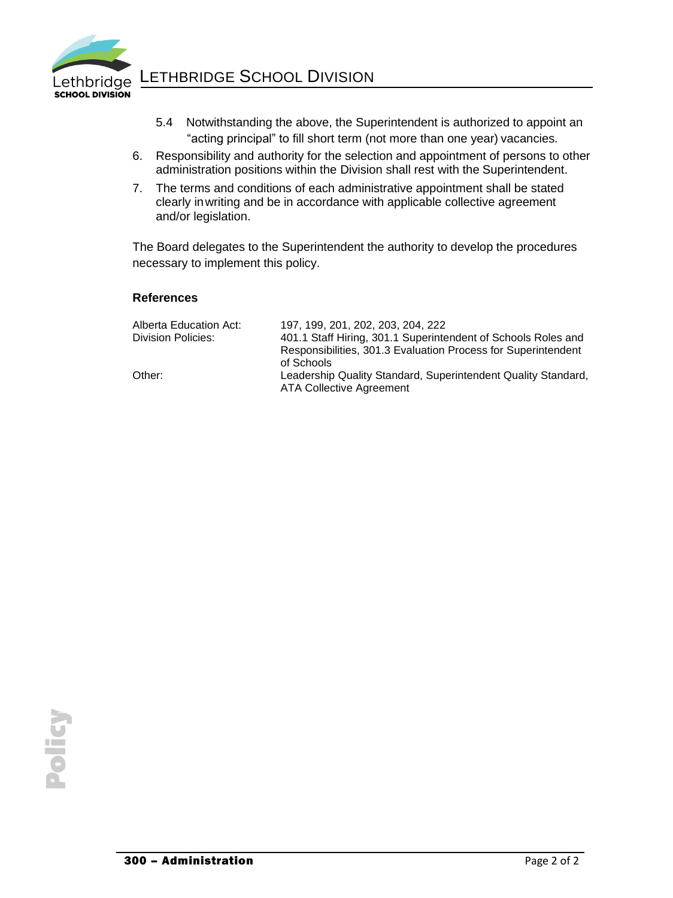5.4 Notwithstanding the above, the Superintendent is authorized to appoint an "acting principal" to fill short term (not more than one year) vacancies.

6. Responsibility and authority for the selection and appointment of persons to other administration positions within the Division shall rest with the Superintendent.
7. The terms and conditions of each administrative appointment shall be stated clearly in writing and be in accordance with applicable collective agreement and/or legislation.

The Board delegates to the Superintendent the authority to develop the procedures necessary to implement this policy.

**References**

| | |
|---|---|
| Alberta Education Act: | 197, 199, 201, 202, 203, 204, 222 |
| Division Policies: | 401.1 Staff Hiring, 301.1 Superintendent of Schools Roles and Responsibilities, 301.3 Evaluation Process for Superintendent of Schools |
| Other: | Leadership Quality Standard, Superintendent Quality Standard, ATA Collective Agreement |